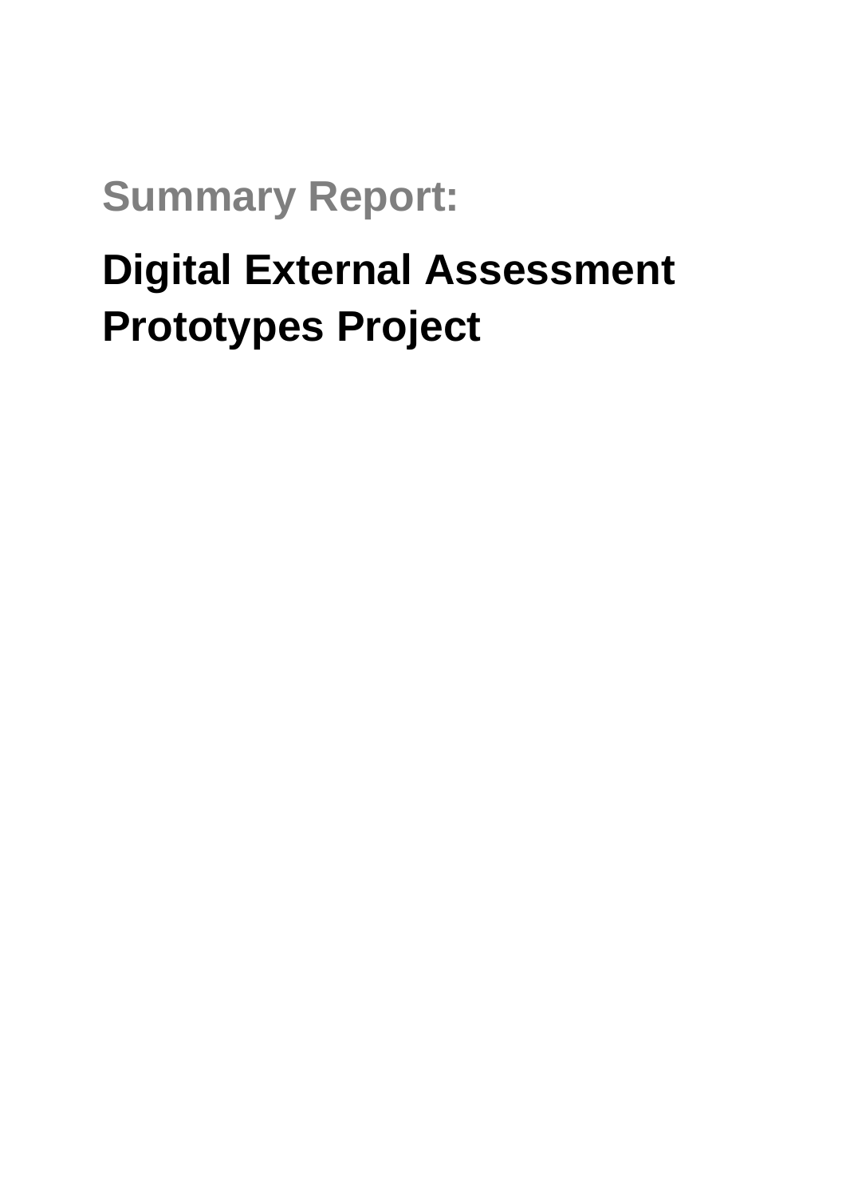## Summary Report:

# Digital External Assessment Prototypes Project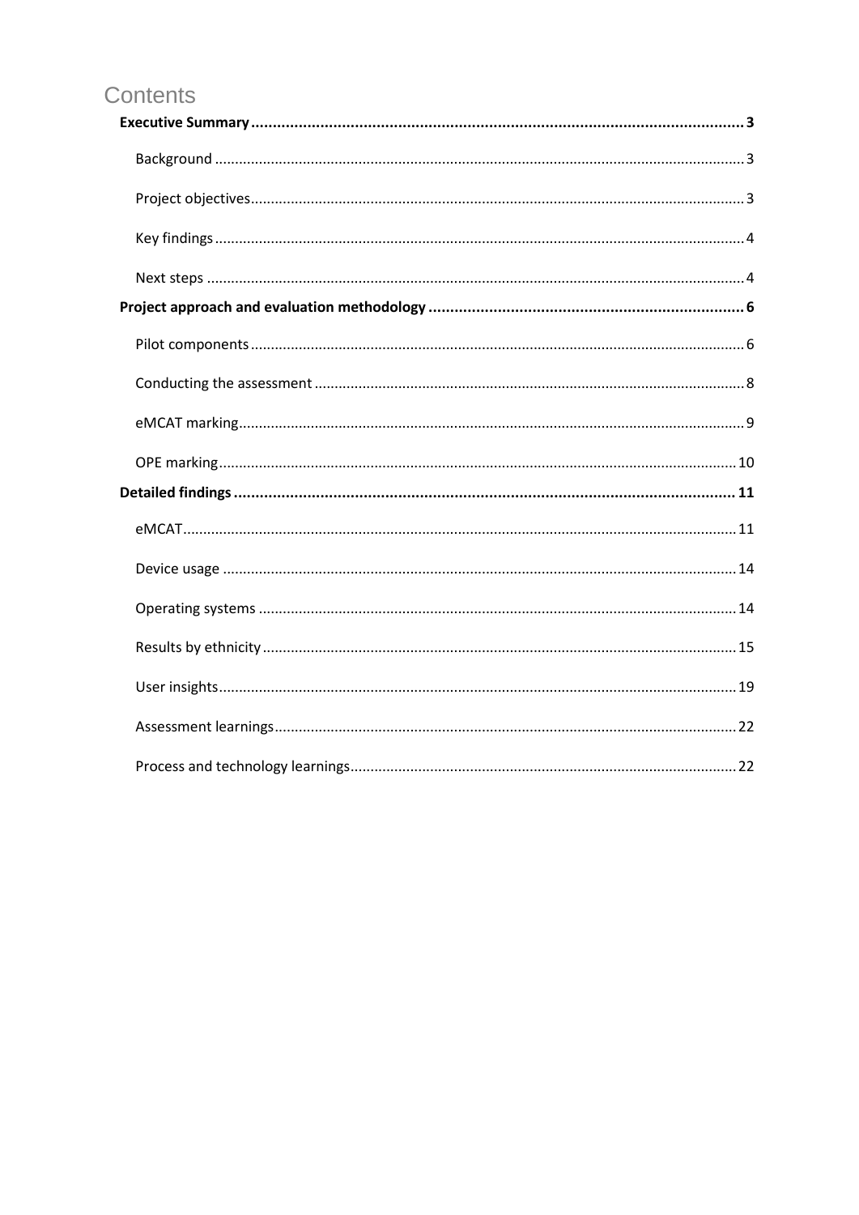# Contents

**Executive Summary .......... 3**

- Background .......... 3
- Project objectives .......... 3
- Key findings .......... 4
- Next steps .......... 4

**Project approach and evaluation methodology .......... 6**

- Pilot components .......... 6
- Conducting the assessment .......... 8
- eMCAT marking .......... 9
- OPE marking .......... 10

**Detailed findings .......... 11**

- eMCAT .......... 11
- Device usage .......... 14
- Operating systems .......... 14
- Results by ethnicity .......... 15
- User insights .......... 19
- Assessment learnings .......... 22
- Process and technology learnings .......... 22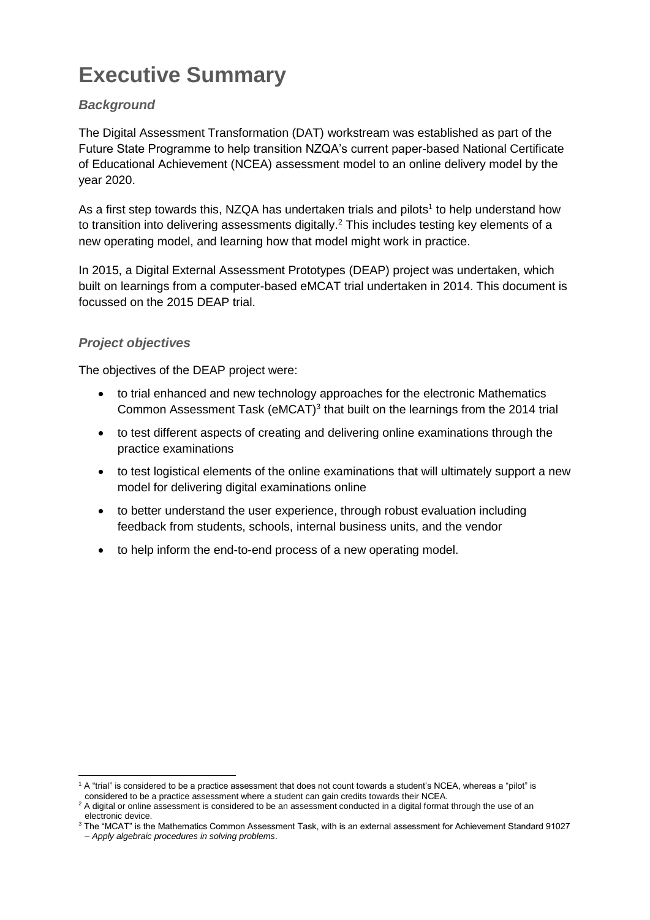# Executive Summary

### *Background*

The Digital Assessment Transformation (DAT) workstream was established as part of the Future State Programme to help transition NZQA's current paper-based National Certificate of Educational Achievement (NCEA) assessment model to an online delivery model by the year 2020.

As a first step towards this, NZQA has undertaken trials and pilots[1] to help understand how to transition into delivering assessments digitally.[2] This includes testing key elements of a new operating model, and learning how that model might work in practice.

In 2015, a Digital External Assessment Prototypes (DEAP) project was undertaken, which built on learnings from a computer-based eMCAT trial undertaken in 2014. This document is focussed on the 2015 DEAP trial.

### *Project objectives*

The objectives of the DEAP project were:

- to trial enhanced and new technology approaches for the electronic Mathematics Common Assessment Task (eMCAT)[3] that built on the learnings from the 2014 trial
- to test different aspects of creating and delivering online examinations through the practice examinations
- to test logistical elements of the online examinations that will ultimately support a new model for delivering digital examinations online
- to better understand the user experience, through robust evaluation including feedback from students, schools, internal business units, and the vendor
- to help inform the end-to-end process of a new operating model.

---

[1] A "trial" is considered to be a practice assessment that does not count towards a student's NCEA, whereas a "pilot" is considered to be a practice assessment where a student can gain credits towards their NCEA.

[2] A digital or online assessment is considered to be an assessment conducted in a digital format through the use of an electronic device.

[3] The "MCAT" is the Mathematics Common Assessment Task, with is an external assessment for Achievement Standard 91027 – *Apply algebraic procedures in solving problems*.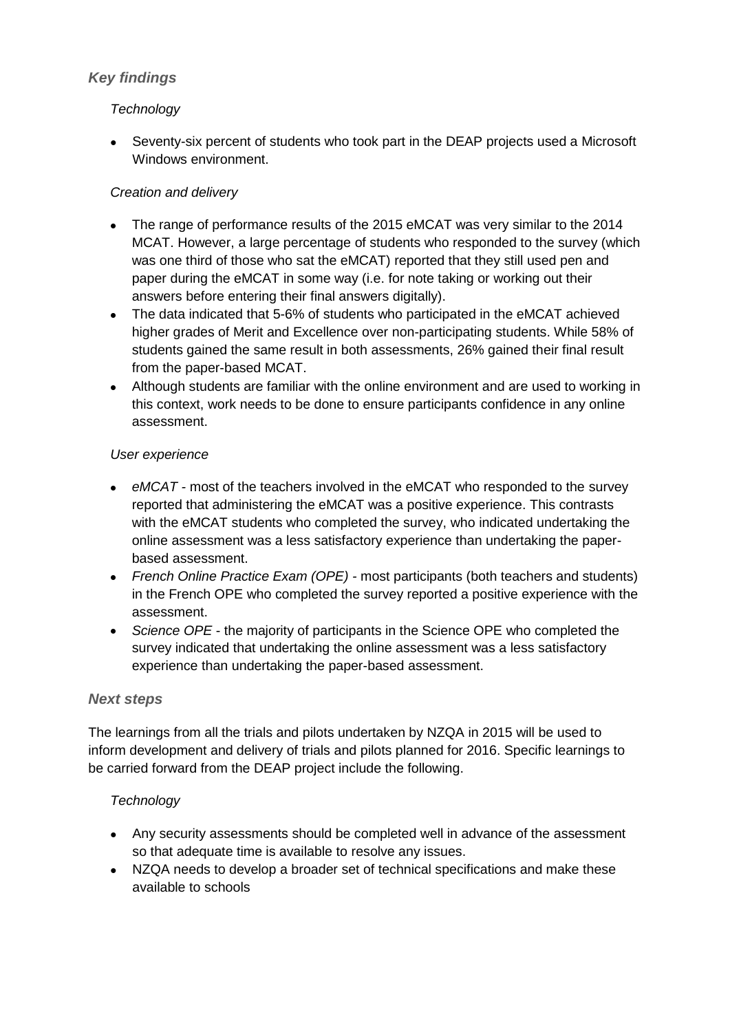### *Key findings*

*Technology*

- Seventy-six percent of students who took part in the DEAP projects used a Microsoft Windows environment.

*Creation and delivery*

- The range of performance results of the 2015 eMCAT was very similar to the 2014 MCAT. However, a large percentage of students who responded to the survey (which was one third of those who sat the eMCAT) reported that they still used pen and paper during the eMCAT in some way (i.e. for note taking or working out their answers before entering their final answers digitally).
- The data indicated that 5-6% of students who participated in the eMCAT achieved higher grades of Merit and Excellence over non-participating students. While 58% of students gained the same result in both assessments, 26% gained their final result from the paper-based MCAT.
- Although students are familiar with the online environment and are used to working in this context, work needs to be done to ensure participants confidence in any online assessment.

*User experience*

- *eMCAT* - most of the teachers involved in the eMCAT who responded to the survey reported that administering the eMCAT was a positive experience. This contrasts with the eMCAT students who completed the survey, who indicated undertaking the online assessment was a less satisfactory experience than undertaking the paper-based assessment.
- *French Online Practice Exam (OPE)* - most participants (both teachers and students) in the French OPE who completed the survey reported a positive experience with the assessment.
- *Science OPE* - the majority of participants in the Science OPE who completed the survey indicated that undertaking the online assessment was a less satisfactory experience than undertaking the paper-based assessment.

### *Next steps*

The learnings from all the trials and pilots undertaken by NZQA in 2015 will be used to inform development and delivery of trials and pilots planned for 2016. Specific learnings to be carried forward from the DEAP project include the following.

*Technology*

- Any security assessments should be completed well in advance of the assessment so that adequate time is available to resolve any issues.
- NZQA needs to develop a broader set of technical specifications and make these available to schools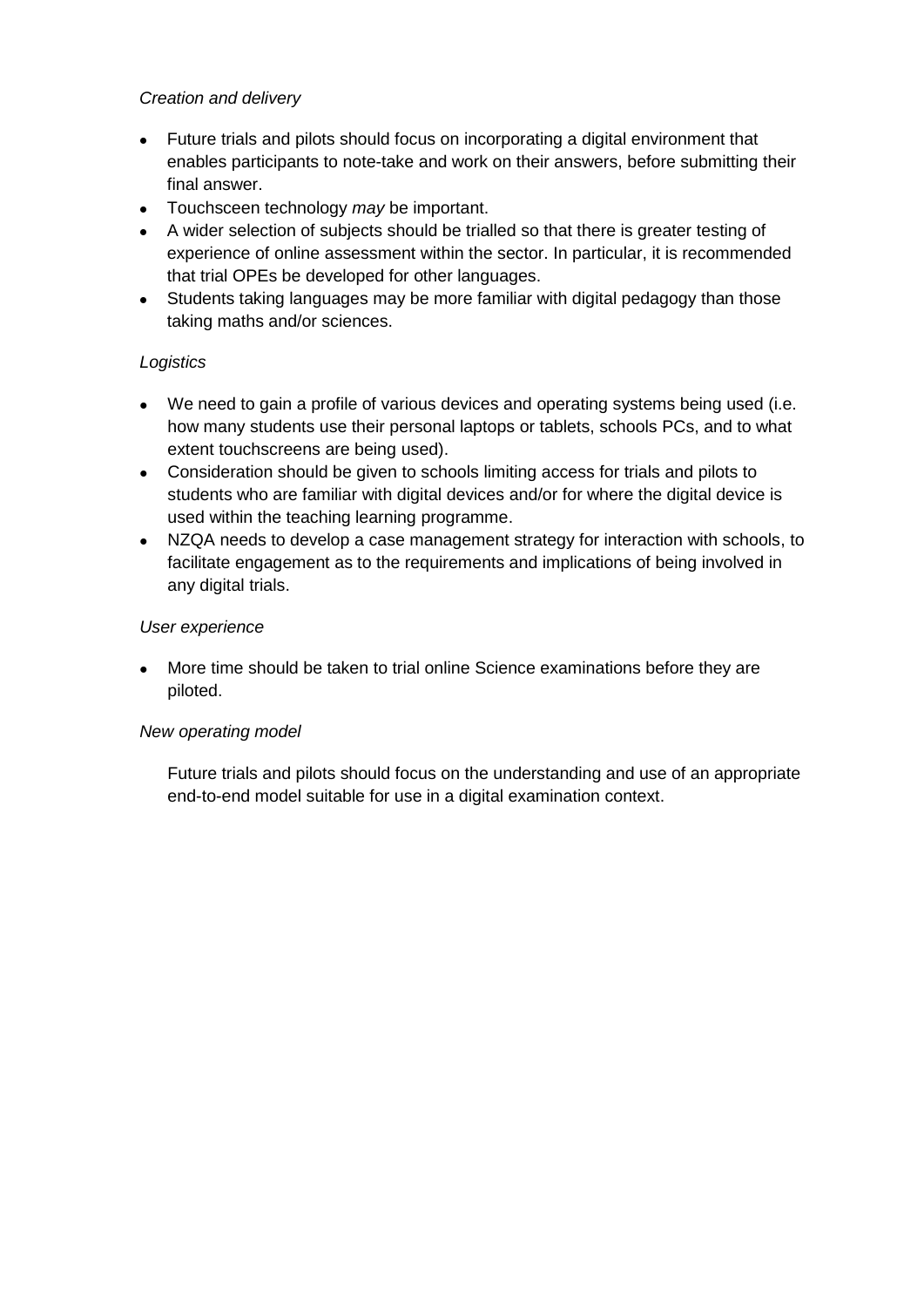*Creation and delivery*

- Future trials and pilots should focus on incorporating a digital environment that enables participants to note-take and work on their answers, before submitting their final answer.
- Touchsceen technology *may* be important.
- A wider selection of subjects should be trialled so that there is greater testing of experience of online assessment within the sector. In particular, it is recommended that trial OPEs be developed for other languages.
- Students taking languages may be more familiar with digital pedagogy than those taking maths and/or sciences.

*Logistics*

- We need to gain a profile of various devices and operating systems being used (i.e. how many students use their personal laptops or tablets, schools PCs, and to what extent touchscreens are being used).
- Consideration should be given to schools limiting access for trials and pilots to students who are familiar with digital devices and/or for where the digital device is used within the teaching learning programme.
- NZQA needs to develop a case management strategy for interaction with schools, to facilitate engagement as to the requirements and implications of being involved in any digital trials.

*User experience*

- More time should be taken to trial online Science examinations before they are piloted.

*New operating model*

Future trials and pilots should focus on the understanding and use of an appropriate end-to-end model suitable for use in a digital examination context.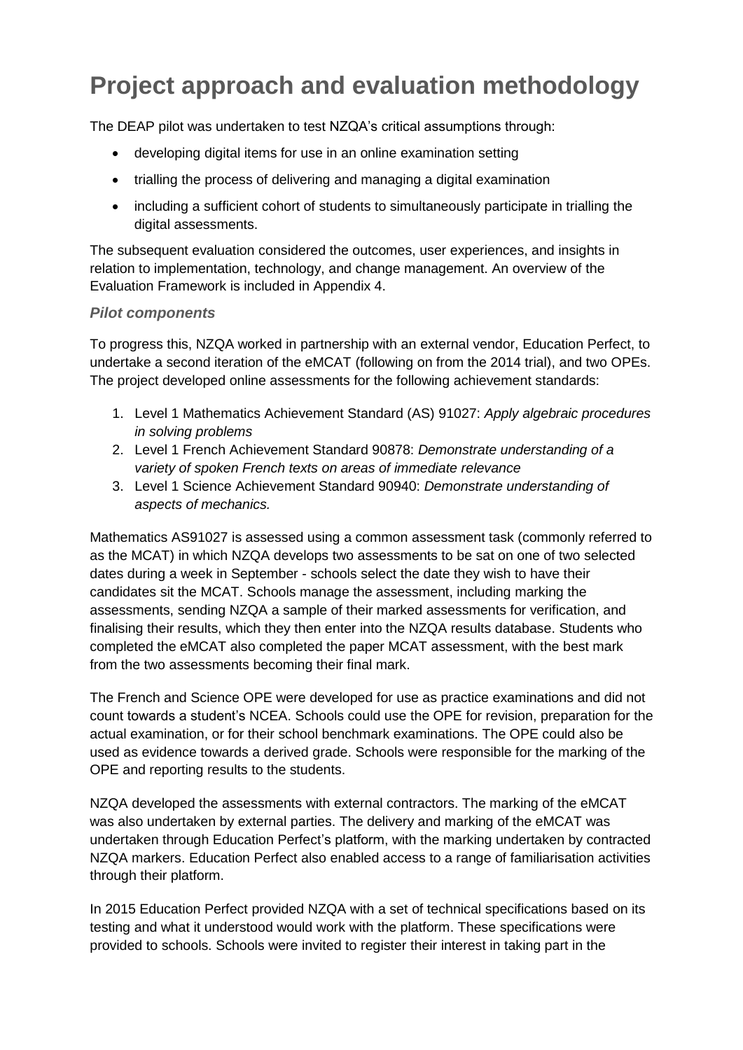# Project approach and evaluation methodology

The DEAP pilot was undertaken to test NZQA's critical assumptions through:

- developing digital items for use in an online examination setting
- trialling the process of delivering and managing a digital examination
- including a sufficient cohort of students to simultaneously participate in trialling the digital assessments.

The subsequent evaluation considered the outcomes, user experiences, and insights in relation to implementation, technology, and change management. An overview of the Evaluation Framework is included in Appendix 4.

### *Pilot components*

To progress this, NZQA worked in partnership with an external vendor, Education Perfect, to undertake a second iteration of the eMCAT (following on from the 2014 trial), and two OPEs. The project developed online assessments for the following achievement standards:

1. Level 1 Mathematics Achievement Standard (AS) 91027: *Apply algebraic procedures in solving problems*
2. Level 1 French Achievement Standard 90878: *Demonstrate understanding of a variety of spoken French texts on areas of immediate relevance*
3. Level 1 Science Achievement Standard 90940: *Demonstrate understanding of aspects of mechanics.*

Mathematics AS91027 is assessed using a common assessment task (commonly referred to as the MCAT) in which NZQA develops two assessments to be sat on one of two selected dates during a week in September - schools select the date they wish to have their candidates sit the MCAT. Schools manage the assessment, including marking the assessments, sending NZQA a sample of their marked assessments for verification, and finalising their results, which they then enter into the NZQA results database. Students who completed the eMCAT also completed the paper MCAT assessment, with the best mark from the two assessments becoming their final mark.

The French and Science OPE were developed for use as practice examinations and did not count towards a student's NCEA. Schools could use the OPE for revision, preparation for the actual examination, or for their school benchmark examinations. The OPE could also be used as evidence towards a derived grade. Schools were responsible for the marking of the OPE and reporting results to the students.

NZQA developed the assessments with external contractors. The marking of the eMCAT was also undertaken by external parties. The delivery and marking of the eMCAT was undertaken through Education Perfect's platform, with the marking undertaken by contracted NZQA markers. Education Perfect also enabled access to a range of familiarisation activities through their platform.

In 2015 Education Perfect provided NZQA with a set of technical specifications based on its testing and what it understood would work with the platform. These specifications were provided to schools. Schools were invited to register their interest in taking part in the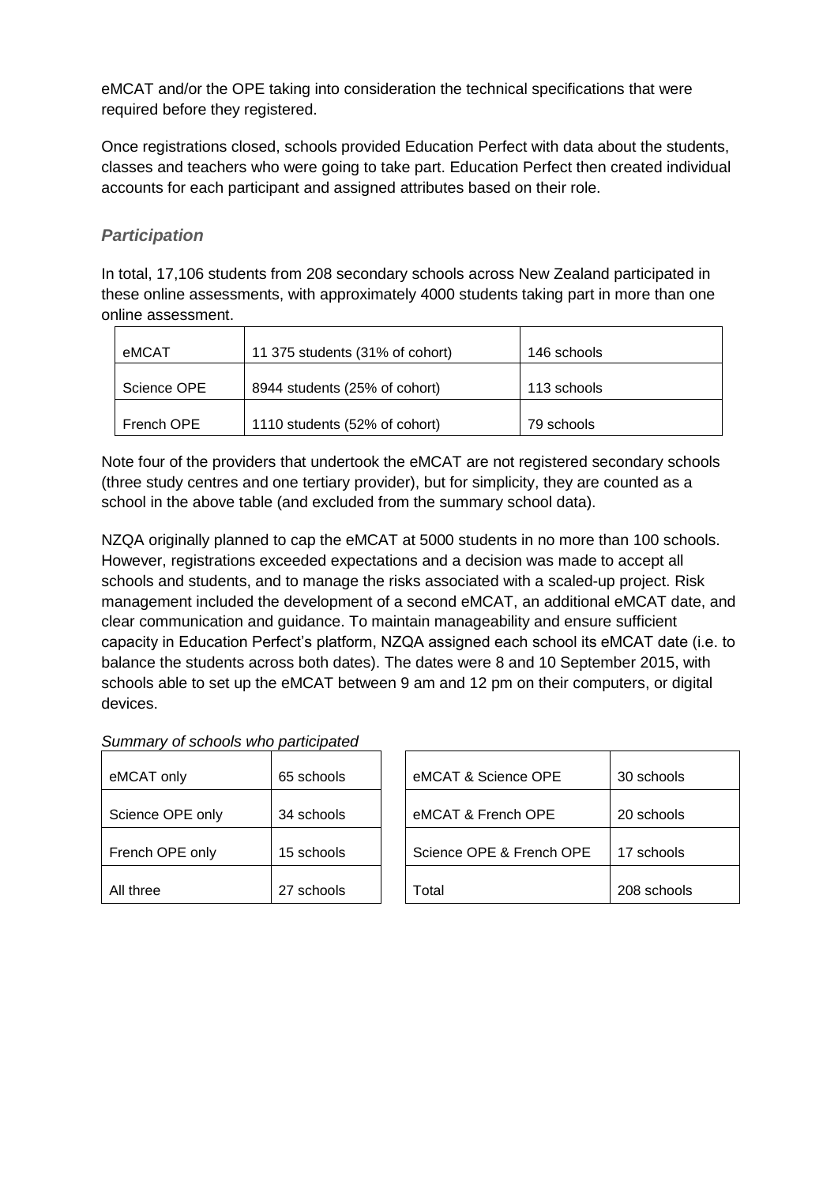eMCAT and/or the OPE taking into consideration the technical specifications that were required before they registered.

Once registrations closed, schools provided Education Perfect with data about the students, classes and teachers who were going to take part. Education Perfect then created individual accounts for each participant and assigned attributes based on their role.

### *Participation*

In total, 17,106 students from 208 secondary schools across New Zealand participated in these online assessments, with approximately 4000 students taking part in more than one online assessment.

| | | |
|---|---|---|
| eMCAT | 11 375 students (31% of cohort) | 146 schools |
| Science OPE | 8944 students (25% of cohort) | 113 schools |
| French OPE | 1110 students (52% of cohort) | 79 schools |

Note four of the providers that undertook the eMCAT are not registered secondary schools (three study centres and one tertiary provider), but for simplicity, they are counted as a school in the above table (and excluded from the summary school data).

NZQA originally planned to cap the eMCAT at 5000 students in no more than 100 schools. However, registrations exceeded expectations and a decision was made to accept all schools and students, and to manage the risks associated with a scaled-up project. Risk management included the development of a second eMCAT, an additional eMCAT date, and clear communication and guidance. To maintain manageability and ensure sufficient capacity in Education Perfect's platform, NZQA assigned each school its eMCAT date (i.e. to balance the students across both dates). The dates were 8 and 10 September 2015, with schools able to set up the eMCAT between 9 am and 12 pm on their computers, or digital devices.

*Summary of schools who participated*

| | |
|---|---|
| eMCAT only | 65 schools |
| Science OPE only | 34 schools |
| French OPE only | 15 schools |
| All three | 27 schools |

| | |
|---|---|
| eMCAT & Science OPE | 30 schools |
| eMCAT & French OPE | 20 schools |
| Science OPE & French OPE | 17 schools |
| Total | 208 schools |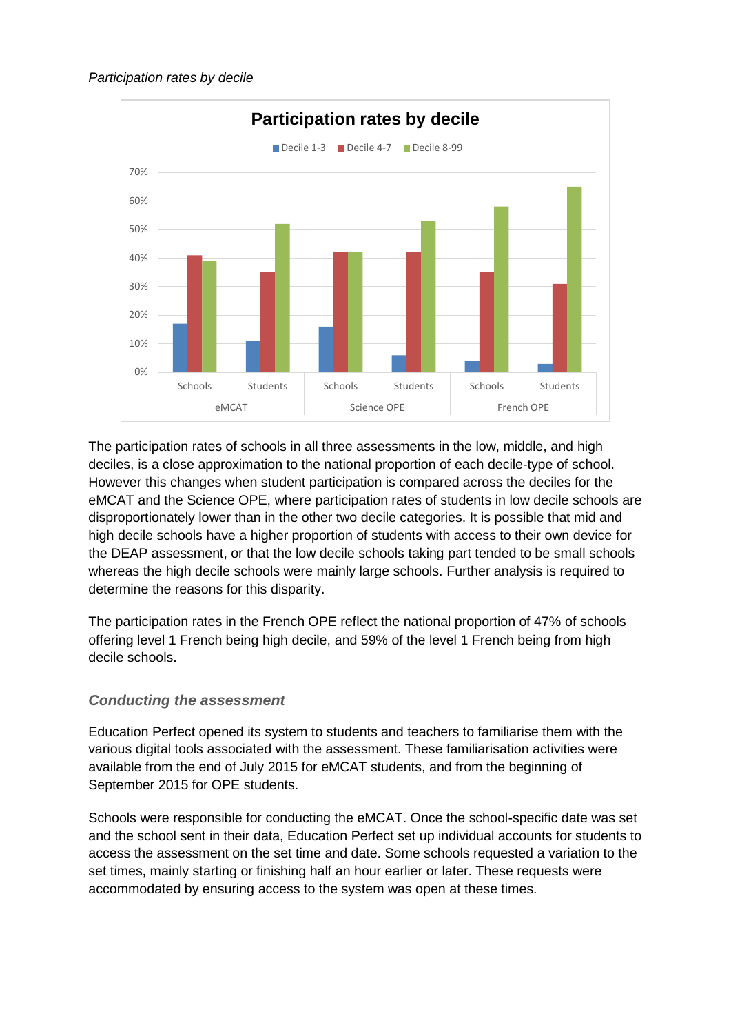*Participation rates by decile*

The participation rates of schools in all three assessments in the low, middle, and high deciles, is a close approximation to the national proportion of each decile-type of school. However this changes when student participation is compared across the deciles for the eMCAT and the Science OPE, where participation rates of students in low decile schools are disproportionately lower than in the other two decile categories. It is possible that mid and high decile schools have a higher proportion of students with access to their own device for the DEAP assessment, or that the low decile schools taking part tended to be small schools whereas the high decile schools were mainly large schools. Further analysis is required to determine the reasons for this disparity.

The participation rates in the French OPE reflect the national proportion of 47% of schools offering level 1 French being high decile, and 59% of the level 1 French being from high decile schools.

### *Conducting the assessment*

Education Perfect opened its system to students and teachers to familiarise them with the various digital tools associated with the assessment. These familiarisation activities were available from the end of July 2015 for eMCAT students, and from the beginning of September 2015 for OPE students.

Schools were responsible for conducting the eMCAT. Once the school-specific date was set and the school sent in their data, Education Perfect set up individual accounts for students to access the assessment on the set time and date. Some schools requested a variation to the set times, mainly starting or finishing half an hour earlier or later. These requests were accommodated by ensuring access to the system was open at these times.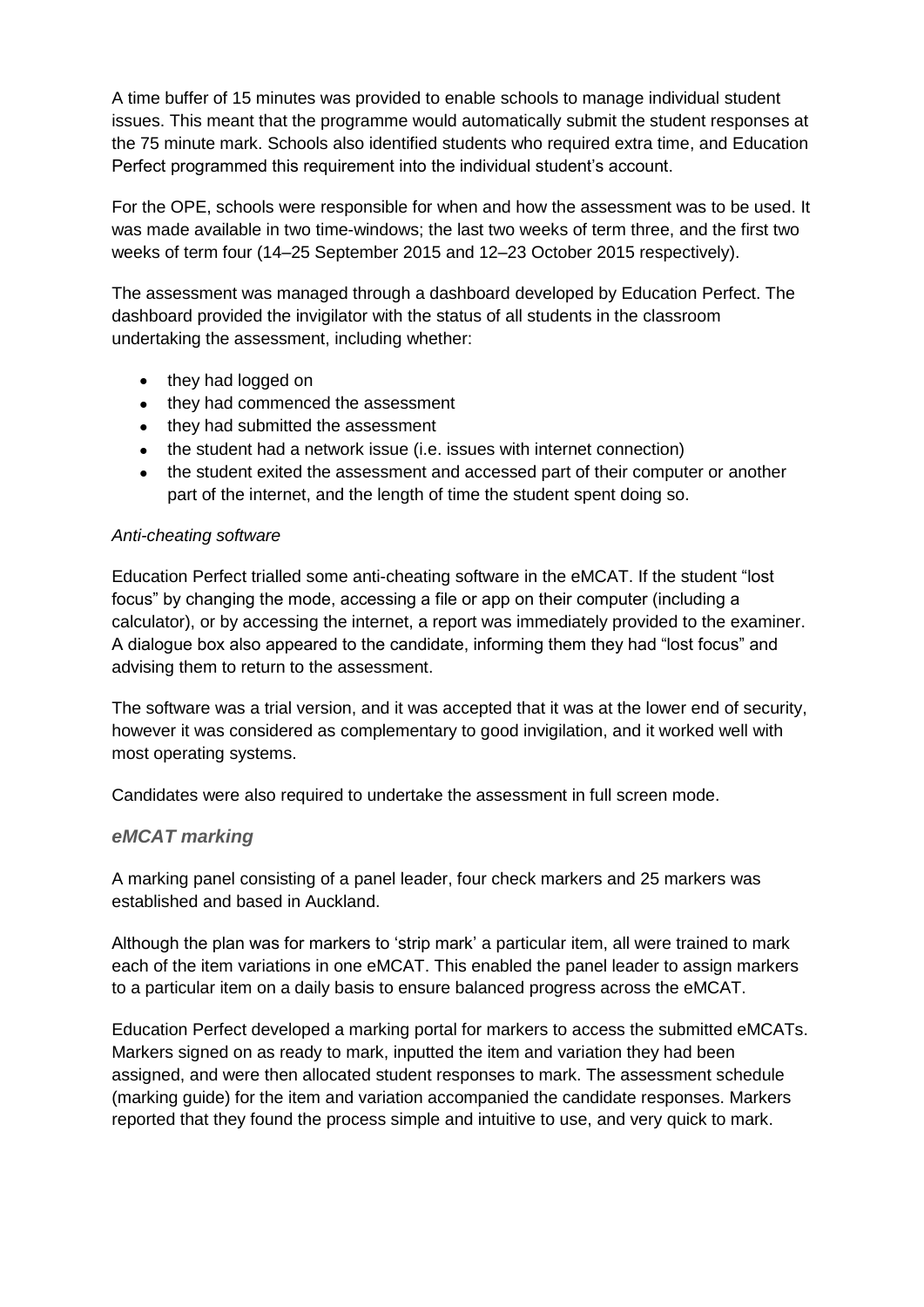A time buffer of 15 minutes was provided to enable schools to manage individual student issues. This meant that the programme would automatically submit the student responses at the 75 minute mark. Schools also identified students who required extra time, and Education Perfect programmed this requirement into the individual student's account.

For the OPE, schools were responsible for when and how the assessment was to be used. It was made available in two time-windows; the last two weeks of term three, and the first two weeks of term four (14–25 September 2015 and 12–23 October 2015 respectively).

The assessment was managed through a dashboard developed by Education Perfect. The dashboard provided the invigilator with the status of all students in the classroom undertaking the assessment, including whether:

- they had logged on
- they had commenced the assessment
- they had submitted the assessment
- the student had a network issue (i.e. issues with internet connection)
- the student exited the assessment and accessed part of their computer or another part of the internet, and the length of time the student spent doing so.

*Anti-cheating software*

Education Perfect trialled some anti-cheating software in the eMCAT. If the student "lost focus" by changing the mode, accessing a file or app on their computer (including a calculator), or by accessing the internet, a report was immediately provided to the examiner. A dialogue box also appeared to the candidate, informing them they had "lost focus" and advising them to return to the assessment.

The software was a trial version, and it was accepted that it was at the lower end of security, however it was considered as complementary to good invigilation, and it worked well with most operating systems.

Candidates were also required to undertake the assessment in full screen mode.

### *eMCAT marking*

A marking panel consisting of a panel leader, four check markers and 25 markers was established and based in Auckland.

Although the plan was for markers to 'strip mark' a particular item, all were trained to mark each of the item variations in one eMCAT. This enabled the panel leader to assign markers to a particular item on a daily basis to ensure balanced progress across the eMCAT.

Education Perfect developed a marking portal for markers to access the submitted eMCATs. Markers signed on as ready to mark, inputted the item and variation they had been assigned, and were then allocated student responses to mark. The assessment schedule (marking guide) for the item and variation accompanied the candidate responses. Markers reported that they found the process simple and intuitive to use, and very quick to mark.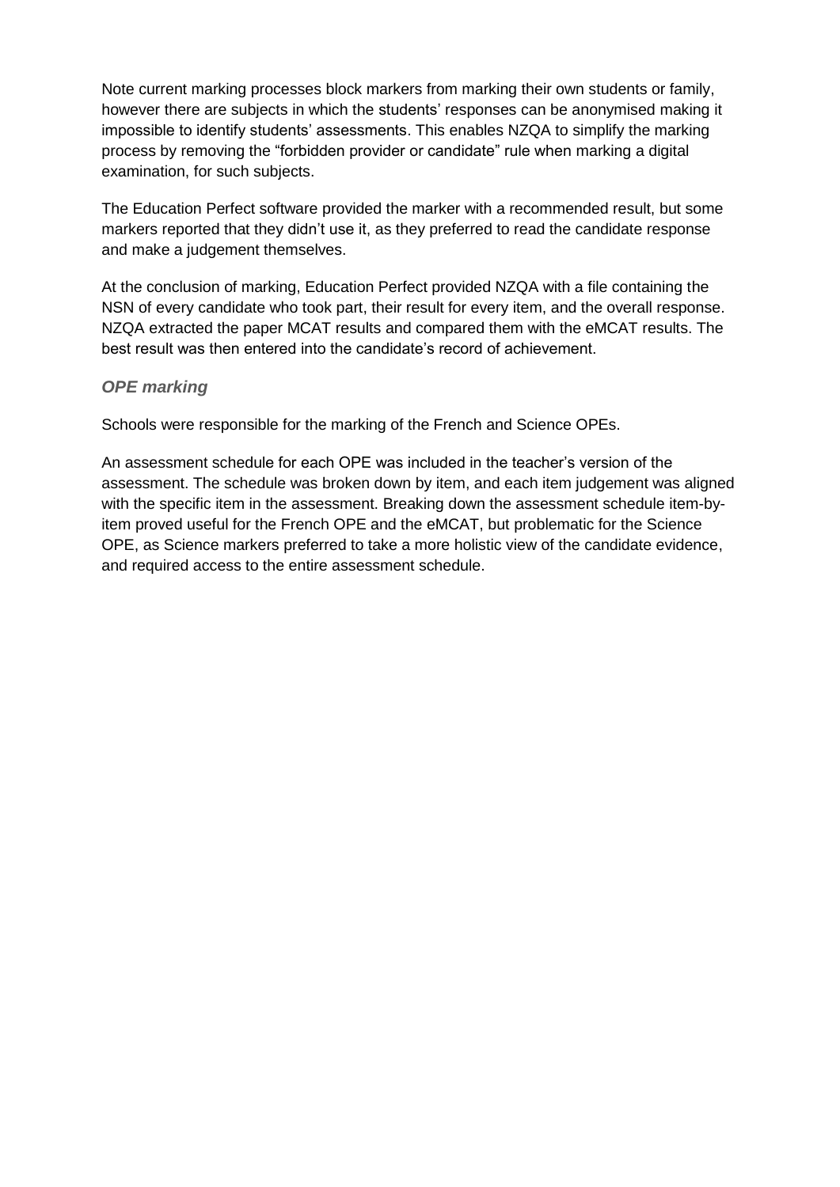Note current marking processes block markers from marking their own students or family, however there are subjects in which the students' responses can be anonymised making it impossible to identify students' assessments. This enables NZQA to simplify the marking process by removing the "forbidden provider or candidate" rule when marking a digital examination, for such subjects.

The Education Perfect software provided the marker with a recommended result, but some markers reported that they didn't use it, as they preferred to read the candidate response and make a judgement themselves.

At the conclusion of marking, Education Perfect provided NZQA with a file containing the NSN of every candidate who took part, their result for every item, and the overall response. NZQA extracted the paper MCAT results and compared them with the eMCAT results. The best result was then entered into the candidate's record of achievement.

### *OPE marking*

Schools were responsible for the marking of the French and Science OPEs.

An assessment schedule for each OPE was included in the teacher's version of the assessment. The schedule was broken down by item, and each item judgement was aligned with the specific item in the assessment. Breaking down the assessment schedule item-by-item proved useful for the French OPE and the eMCAT, but problematic for the Science OPE, as Science markers preferred to take a more holistic view of the candidate evidence, and required access to the entire assessment schedule.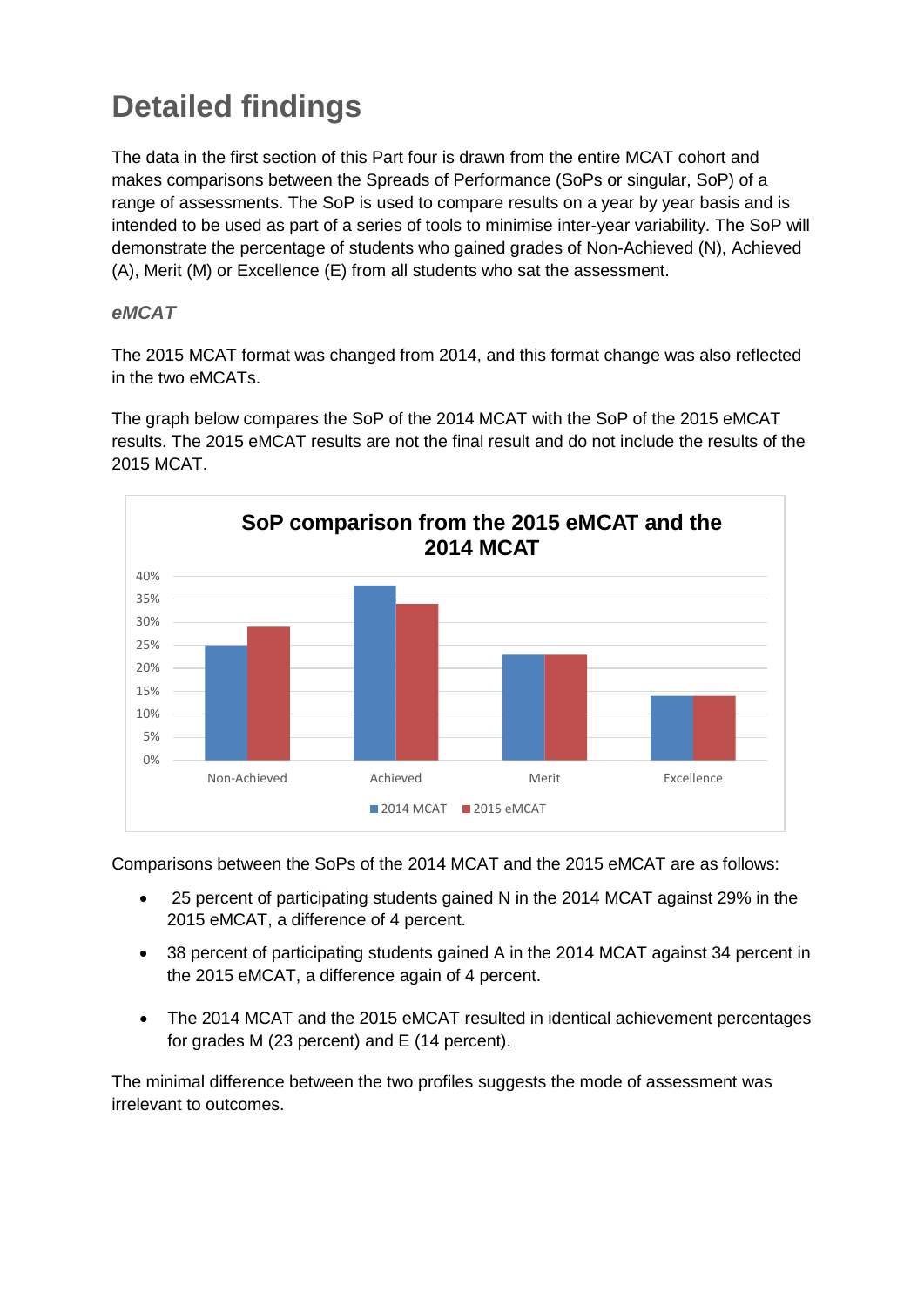# Detailed findings

The data in the first section of this Part four is drawn from the entire MCAT cohort and makes comparisons between the Spreads of Performance (SoPs or singular, SoP) of a range of assessments. The SoP is used to compare results on a year by year basis and is intended to be used as part of a series of tools to minimise inter-year variability. The SoP will demonstrate the percentage of students who gained grades of Non-Achieved (N), Achieved (A), Merit (M) or Excellence (E) from all students who sat the assessment.

### *eMCAT*

The 2015 MCAT format was changed from 2014, and this format change was also reflected in the two eMCATs.

The graph below compares the SoP of the 2014 MCAT with the SoP of the 2015 eMCAT results. The 2015 eMCAT results are not the final result and do not include the results of the 2015 MCAT.

**SoP comparison from the 2015 eMCAT and the 2014 MCAT**

| | 2014 MCAT | 2015 eMCAT |
|---|---|---|
| Non-Achieved | 25% | 29% |
| Achieved | 38% | 34% |
| Merit | 23% | 23% |
| Excellence | 14% | 14% |

Comparisons between the SoPs of the 2014 MCAT and the 2015 eMCAT are as follows:

- 25 percent of participating students gained N in the 2014 MCAT against 29% in the 2015 eMCAT, a difference of 4 percent.
- 38 percent of participating students gained A in the 2014 MCAT against 34 percent in the 2015 eMCAT, a difference again of 4 percent.
- The 2014 MCAT and the 2015 eMCAT resulted in identical achievement percentages for grades M (23 percent) and E (14 percent).

The minimal difference between the two profiles suggests the mode of assessment was irrelevant to outcomes.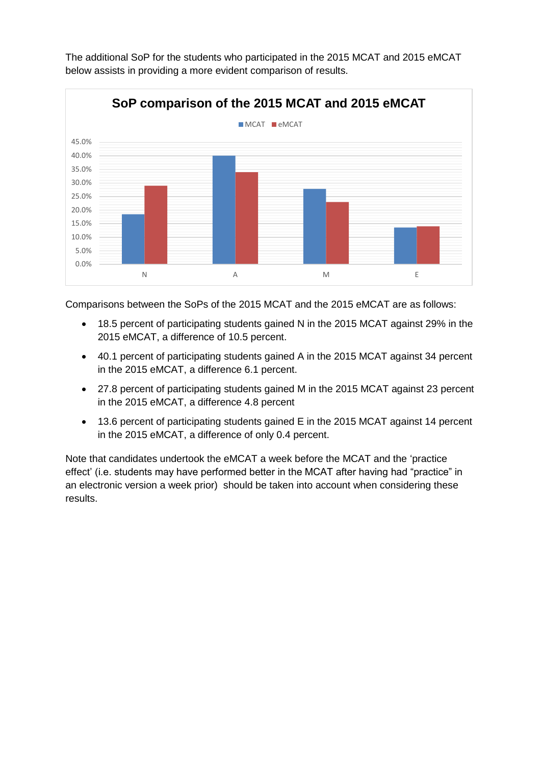The additional SoP for the students who participated in the 2015 MCAT and 2015 eMCAT below assists in providing a more evident comparison of results.

**SoP comparison of the 2015 MCAT and 2015 eMCAT**

Comparisons between the SoPs of the 2015 MCAT and the 2015 eMCAT are as follows:

- 18.5 percent of participating students gained N in the 2015 MCAT against 29% in the 2015 eMCAT, a difference of 10.5 percent.
- 40.1 percent of participating students gained A in the 2015 MCAT against 34 percent in the 2015 eMCAT, a difference 6.1 percent.
- 27.8 percent of participating students gained M in the 2015 MCAT against 23 percent in the 2015 eMCAT, a difference 4.8 percent
- 13.6 percent of participating students gained E in the 2015 MCAT against 14 percent in the 2015 eMCAT, a difference of only 0.4 percent.

Note that candidates undertook the eMCAT a week before the MCAT and the 'practice effect' (i.e. students may have performed better in the MCAT after having had "practice" in an electronic version a week prior) should be taken into account when considering these results.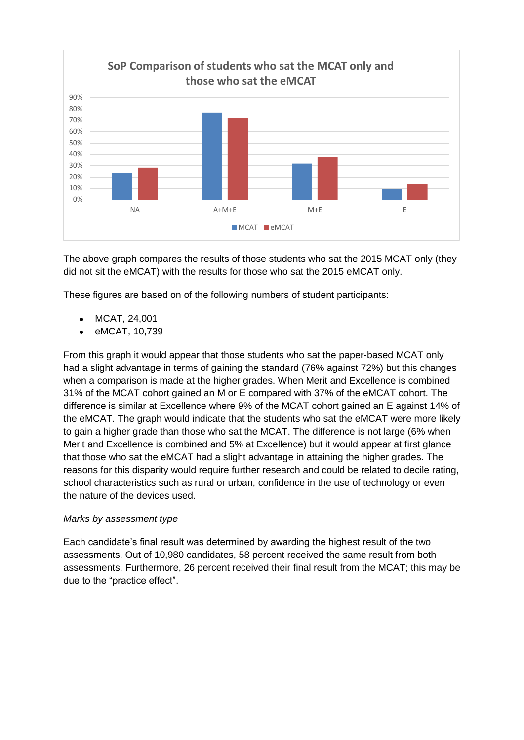**SoP Comparison of students who sat the MCAT only and those who sat the eMCAT**

The above graph compares the results of those students who sat the 2015 MCAT only (they did not sit the eMCAT) with the results for those who sat the 2015 eMCAT only.

These figures are based on of the following numbers of student participants:

- MCAT, 24,001
- eMCAT, 10,739

From this graph it would appear that those students who sat the paper-based MCAT only had a slight advantage in terms of gaining the standard (76% against 72%) but this changes when a comparison is made at the higher grades. When Merit and Excellence is combined 31% of the MCAT cohort gained an M or E compared with 37% of the eMCAT cohort. The difference is similar at Excellence where 9% of the MCAT cohort gained an E against 14% of the eMCAT. The graph would indicate that the students who sat the eMCAT were more likely to gain a higher grade than those who sat the MCAT. The difference is not large (6% when Merit and Excellence is combined and 5% at Excellence) but it would appear at first glance that those who sat the eMCAT had a slight advantage in attaining the higher grades. The reasons for this disparity would require further research and could be related to decile rating, school characteristics such as rural or urban, confidence in the use of technology or even the nature of the devices used.

*Marks by assessment type*

Each candidate's final result was determined by awarding the highest result of the two assessments. Out of 10,980 candidates, 58 percent received the same result from both assessments. Furthermore, 26 percent received their final result from the MCAT; this may be due to the "practice effect".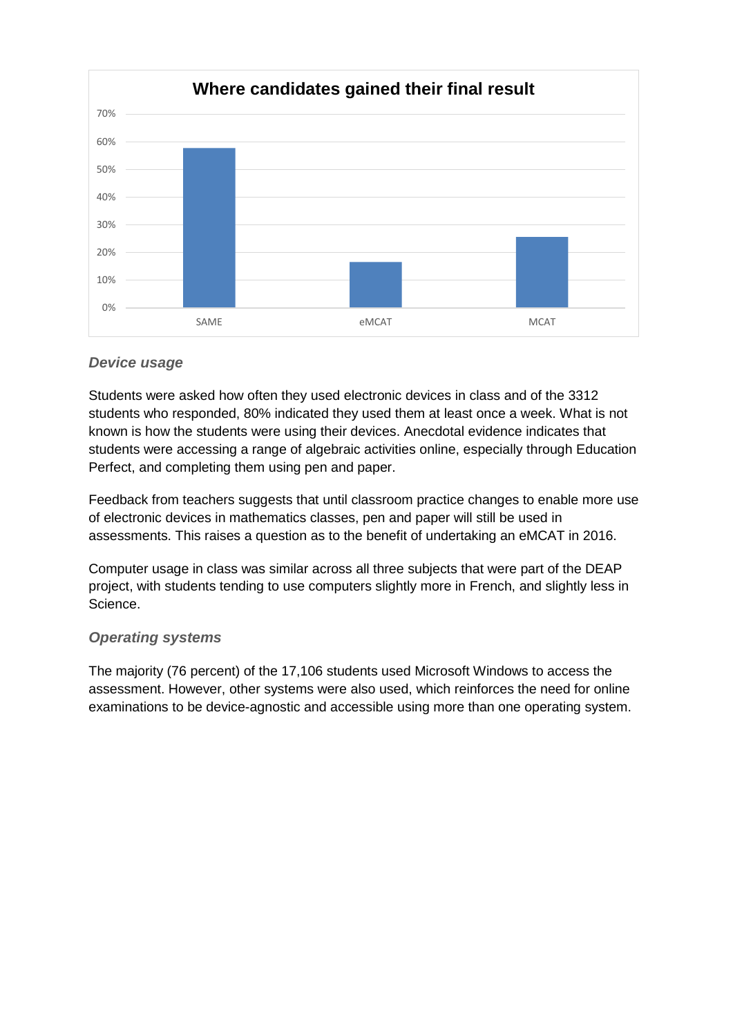**Where candidates gained their final result**

| | SAME | eMCAT | MCAT |
|---|---|---|---|
| Percentage | ~58% | ~16% | ~25% |

### *Device usage*

Students were asked how often they used electronic devices in class and of the 3312 students who responded, 80% indicated they used them at least once a week. What is not known is how the students were using their devices. Anecdotal evidence indicates that students were accessing a range of algebraic activities online, especially through Education Perfect, and completing them using pen and paper.

Feedback from teachers suggests that until classroom practice changes to enable more use of electronic devices in mathematics classes, pen and paper will still be used in assessments. This raises a question as to the benefit of undertaking an eMCAT in 2016.

Computer usage in class was similar across all three subjects that were part of the DEAP project, with students tending to use computers slightly more in French, and slightly less in Science.

### *Operating systems*

The majority (76 percent) of the 17,106 students used Microsoft Windows to access the assessment. However, other systems were also used, which reinforces the need for online examinations to be device-agnostic and accessible using more than one operating system.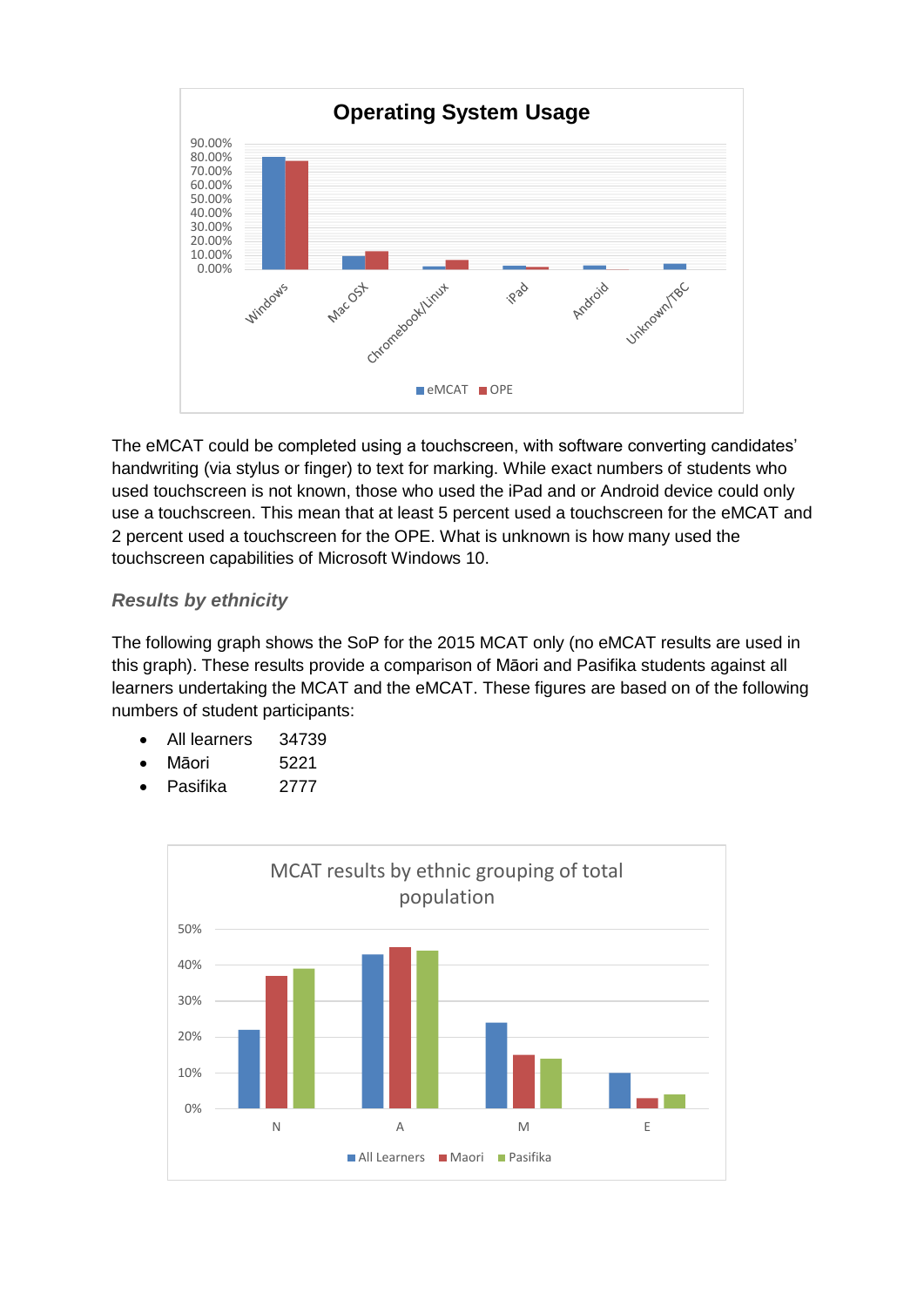**Operating System Usage**

The eMCAT could be completed using a touchscreen, with software converting candidates' handwriting (via stylus or finger) to text for marking. While exact numbers of students who used touchscreen is not known, those who used the iPad and or Android device could only use a touchscreen. This mean that at least 5 percent used a touchscreen for the eMCAT and 2 percent used a touchscreen for the OPE. What is unknown is how many used the touchscreen capabilities of Microsoft Windows 10.

### *Results by ethnicity*

The following graph shows the SoP for the 2015 MCAT only (no eMCAT results are used in this graph). These results provide a comparison of Māori and Pasifika students against all learners undertaking the MCAT and the eMCAT. These figures are based on of the following numbers of student participants:

- All learners 34739
- Māori 5221
- Pasifika 2777

MCAT results by ethnic grouping of total population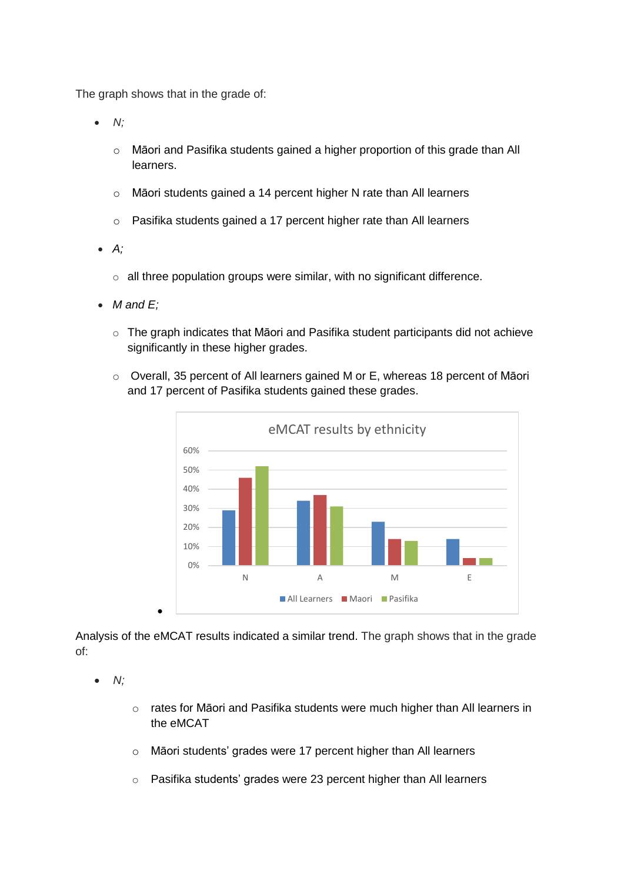The graph shows that in the grade of:

- *N;*
  - Māori and Pasifika students gained a higher proportion of this grade than All learners.
  - Māori students gained a 14 percent higher N rate than All learners
  - Pasifika students gained a 17 percent higher rate than All learners
- *A;*
  - all three population groups were similar, with no significant difference.
- *M and E;*
  - The graph indicates that Māori and Pasifika student participants did not achieve significantly in these higher grades.
  - Overall, 35 percent of All learners gained M or E, whereas 18 percent of Māori and 17 percent of Pasifika students gained these grades.

eMCAT results by ethnicity

Analysis of the eMCAT results indicated a similar trend. The graph shows that in the grade of:

- *N;*
  - rates for Māori and Pasifika students were much higher than All learners in the eMCAT
  - Māori students' grades were 17 percent higher than All learners
  - Pasifika students' grades were 23 percent higher than All learners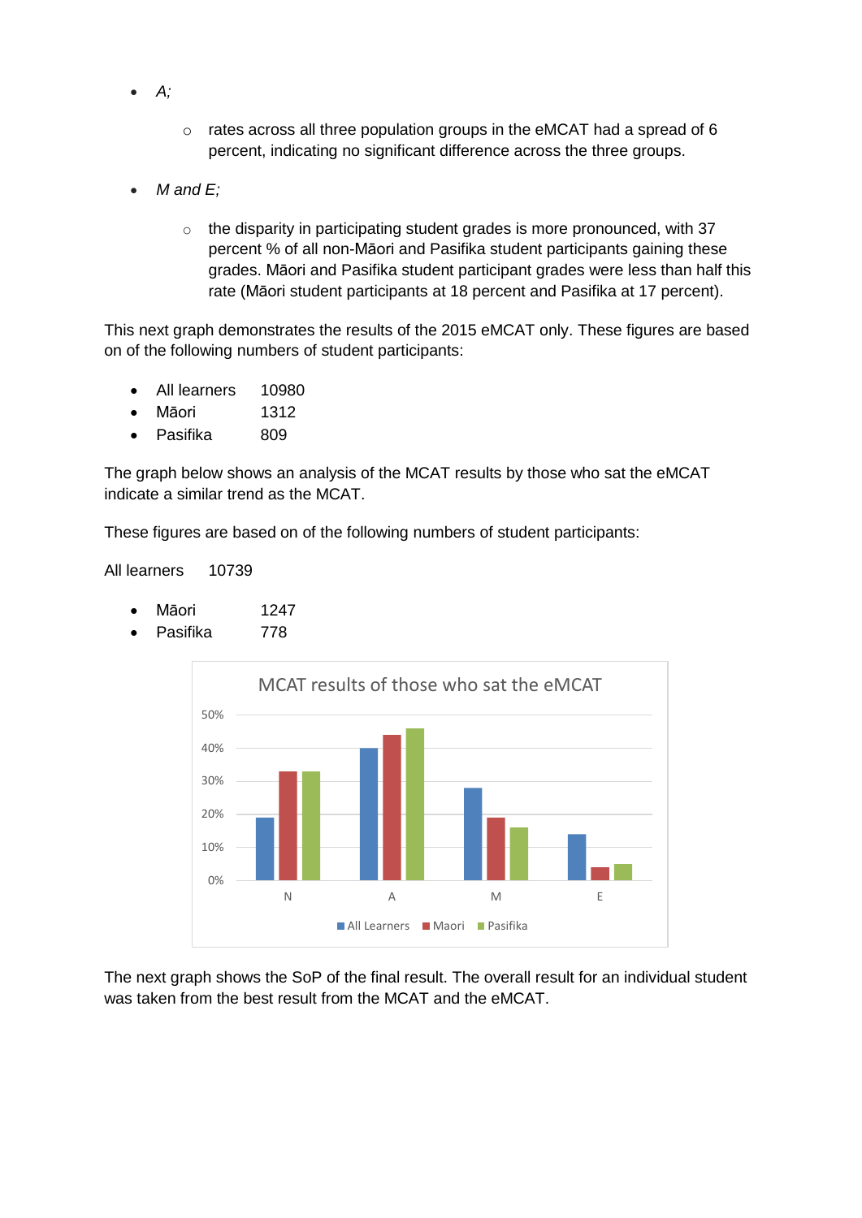- *A;*
  - rates across all three population groups in the eMCAT had a spread of 6 percent, indicating no significant difference across the three groups.
- *M and E;*
  - the disparity in participating student grades is more pronounced, with 37 percent % of all non-Māori and Pasifika student participants gaining these grades. Māori and Pasifika student participant grades were less than half this rate (Māori student participants at 18 percent and Pasifika at 17 percent).

This next graph demonstrates the results of the 2015 eMCAT only. These figures are based on of the following numbers of student participants:

- All learners 10980
- Māori 1312
- Pasifika 809

The graph below shows an analysis of the MCAT results by those who sat the eMCAT indicate a similar trend as the MCAT.

These figures are based on of the following numbers of student participants:

All learners 10739

- Māori 1247
- Pasifika 778

MCAT results of those who sat the eMCAT

The next graph shows the SoP of the final result. The overall result for an individual student was taken from the best result from the MCAT and the eMCAT.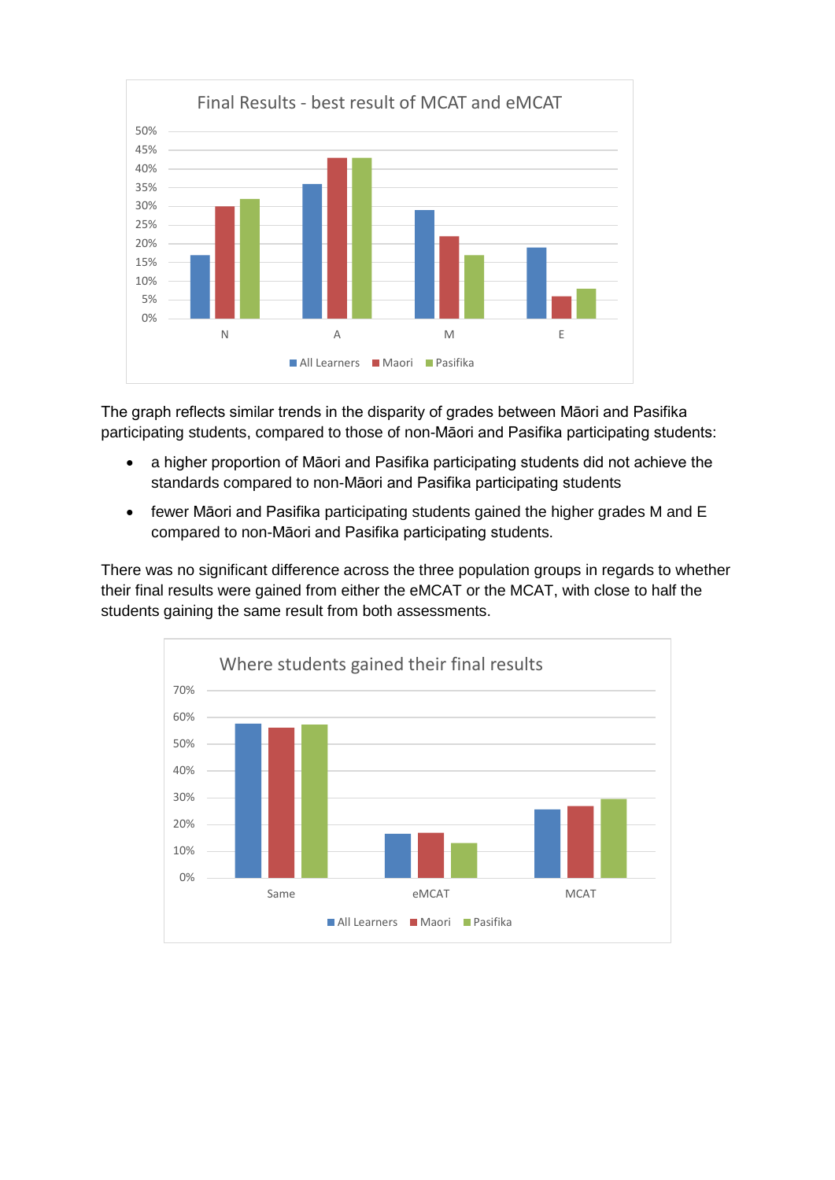Final Results - best result of MCAT and eMCAT

The graph reflects similar trends in the disparity of grades between Māori and Pasifika participating students, compared to those of non-Māori and Pasifika participating students:

- a higher proportion of Māori and Pasifika participating students did not achieve the standards compared to non-Māori and Pasifika participating students
- fewer Māori and Pasifika participating students gained the higher grades M and E compared to non-Māori and Pasifika participating students.

There was no significant difference across the three population groups in regards to whether their final results were gained from either the eMCAT or the MCAT, with close to half the students gaining the same result from both assessments.

Where students gained their final results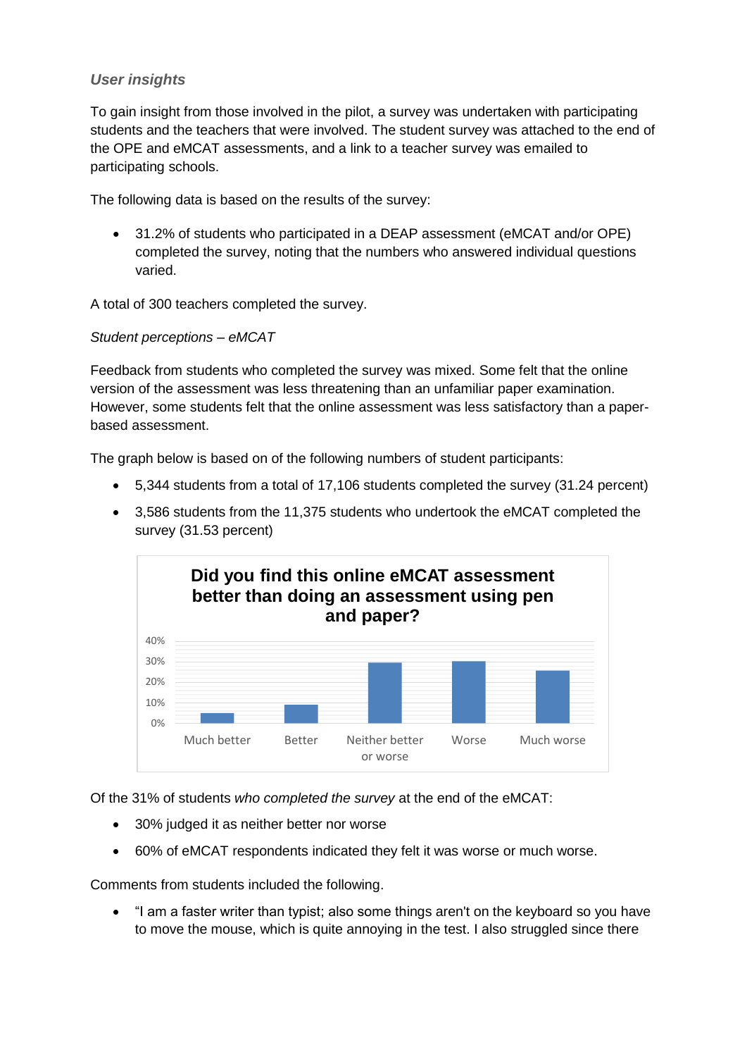### *User insights*

To gain insight from those involved in the pilot, a survey was undertaken with participating students and the teachers that were involved. The student survey was attached to the end of the OPE and eMCAT assessments, and a link to a teacher survey was emailed to participating schools.

The following data is based on the results of the survey:

- 31.2% of students who participated in a DEAP assessment (eMCAT and/or OPE) completed the survey, noting that the numbers who answered individual questions varied.

A total of 300 teachers completed the survey.

*Student perceptions – eMCAT*

Feedback from students who completed the survey was mixed. Some felt that the online version of the assessment was less threatening than an unfamiliar paper examination. However, some students felt that the online assessment was less satisfactory than a paper-based assessment.

The graph below is based on of the following numbers of student participants:

- 5,344 students from a total of 17,106 students completed the survey (31.24 percent)
- 3,586 students from the 11,375 students who undertook the eMCAT completed the survey (31.53 percent)

**Did you find this online eMCAT assessment better than doing an assessment using pen and paper?**

Of the 31% of students *who completed the survey* at the end of the eMCAT:

- 30% judged it as neither better nor worse
- 60% of eMCAT respondents indicated they felt it was worse or much worse.

Comments from students included the following.

- "I am a faster writer than typist; also some things aren't on the keyboard so you have to move the mouse, which is quite annoying in the test. I also struggled since there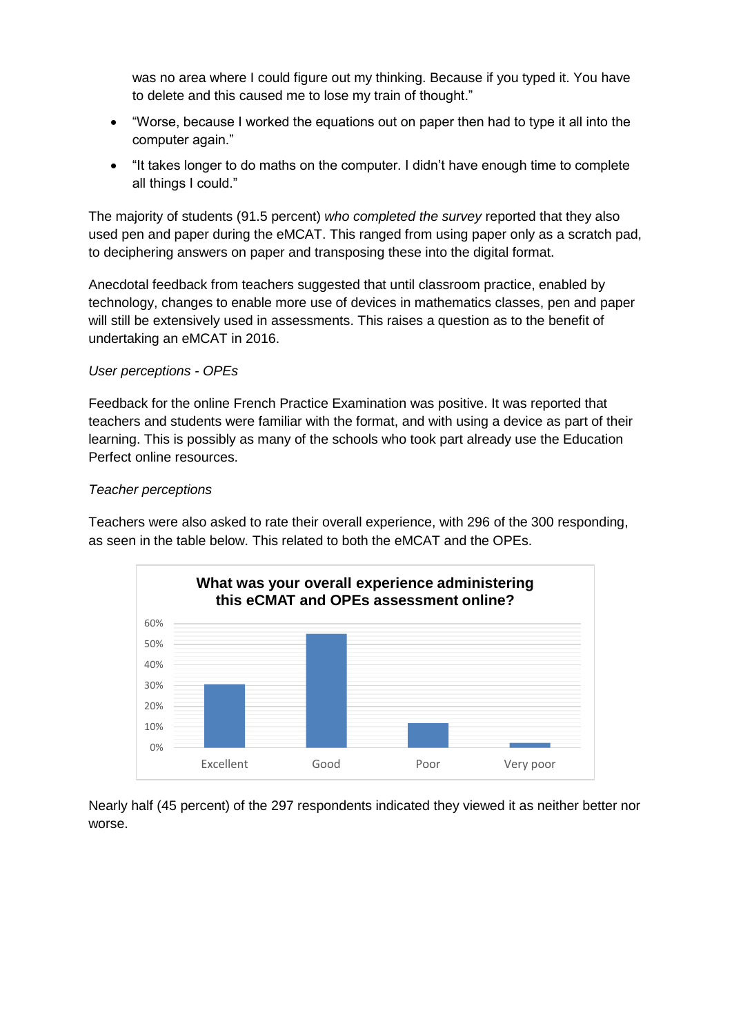was no area where I could figure out my thinking. Because if you typed it. You have to delete and this caused me to lose my train of thought."

- "Worse, because I worked the equations out on paper then had to type it all into the computer again."
- "It takes longer to do maths on the computer. I didn't have enough time to complete all things I could."

The majority of students (91.5 percent) *who completed the survey* reported that they also used pen and paper during the eMCAT. This ranged from using paper only as a scratch pad, to deciphering answers on paper and transposing these into the digital format.

Anecdotal feedback from teachers suggested that until classroom practice, enabled by technology, changes to enable more use of devices in mathematics classes, pen and paper will still be extensively used in assessments. This raises a question as to the benefit of undertaking an eMCAT in 2016.

*User perceptions - OPEs*

Feedback for the online French Practice Examination was positive. It was reported that teachers and students were familiar with the format, and with using a device as part of their learning. This is possibly as many of the schools who took part already use the Education Perfect online resources.

*Teacher perceptions*

Teachers were also asked to rate their overall experience, with 296 of the 300 responding, as seen in the table below. This related to both the eMCAT and the OPEs.

**What was your overall experience administering this eCMAT and OPEs assessment online?**

| Rating | Approx. percentage |
|---|---|
| Excellent | ~30% |
| Good | ~55% |
| Poor | ~12% |
| Very poor | ~2% |

Nearly half (45 percent) of the 297 respondents indicated they viewed it as neither better nor worse.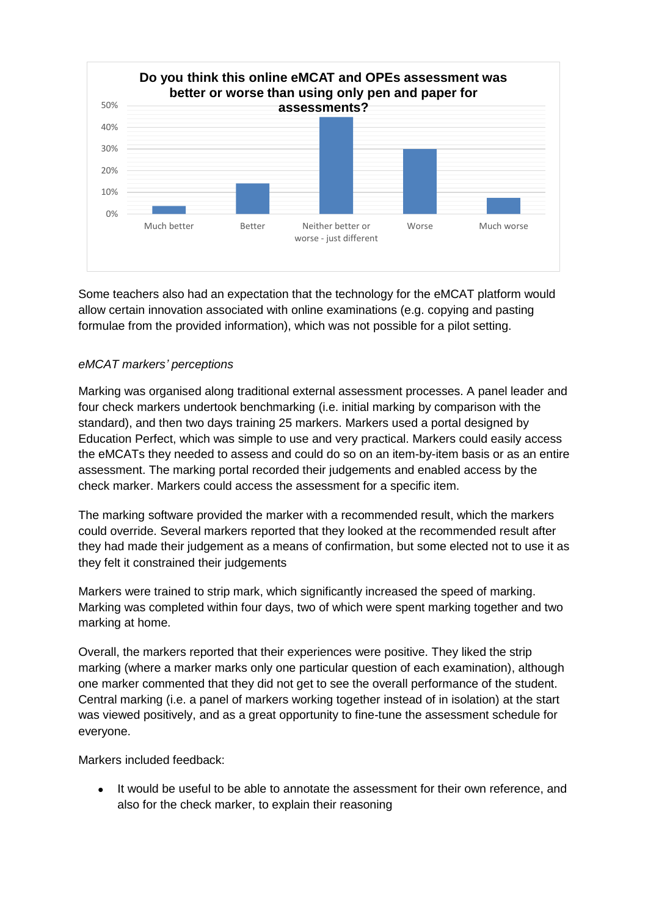**Do you think this online eMCAT and OPEs assessment was better or worse than using only pen and paper for assessments?**

| Response | Percentage (approx.) |
| --- | --- |
| Much better | 3% |
| Better | 14% |
| Neither better or worse - just different | 45% |
| Worse | 30% |
| Much worse | 7% |

Some teachers also had an expectation that the technology for the eMCAT platform would allow certain innovation associated with online examinations (e.g. copying and pasting formulae from the provided information), which was not possible for a pilot setting.

*eMCAT markers' perceptions*

Marking was organised along traditional external assessment processes. A panel leader and four check markers undertook benchmarking (i.e. initial marking by comparison with the standard), and then two days training 25 markers. Markers used a portal designed by Education Perfect, which was simple to use and very practical. Markers could easily access the eMCATs they needed to assess and could do so on an item-by-item basis or as an entire assessment. The marking portal recorded their judgements and enabled access by the check marker. Markers could access the assessment for a specific item.

The marking software provided the marker with a recommended result, which the markers could override. Several markers reported that they looked at the recommended result after they had made their judgement as a means of confirmation, but some elected not to use it as they felt it constrained their judgements

Markers were trained to strip mark, which significantly increased the speed of marking. Marking was completed within four days, two of which were spent marking together and two marking at home.

Overall, the markers reported that their experiences were positive. They liked the strip marking (where a marker marks only one particular question of each examination), although one marker commented that they did not get to see the overall performance of the student. Central marking (i.e. a panel of markers working together instead of in isolation) at the start was viewed positively, and as a great opportunity to fine-tune the assessment schedule for everyone.

Markers included feedback:

- It would be useful to be able to annotate the assessment for their own reference, and also for the check marker, to explain their reasoning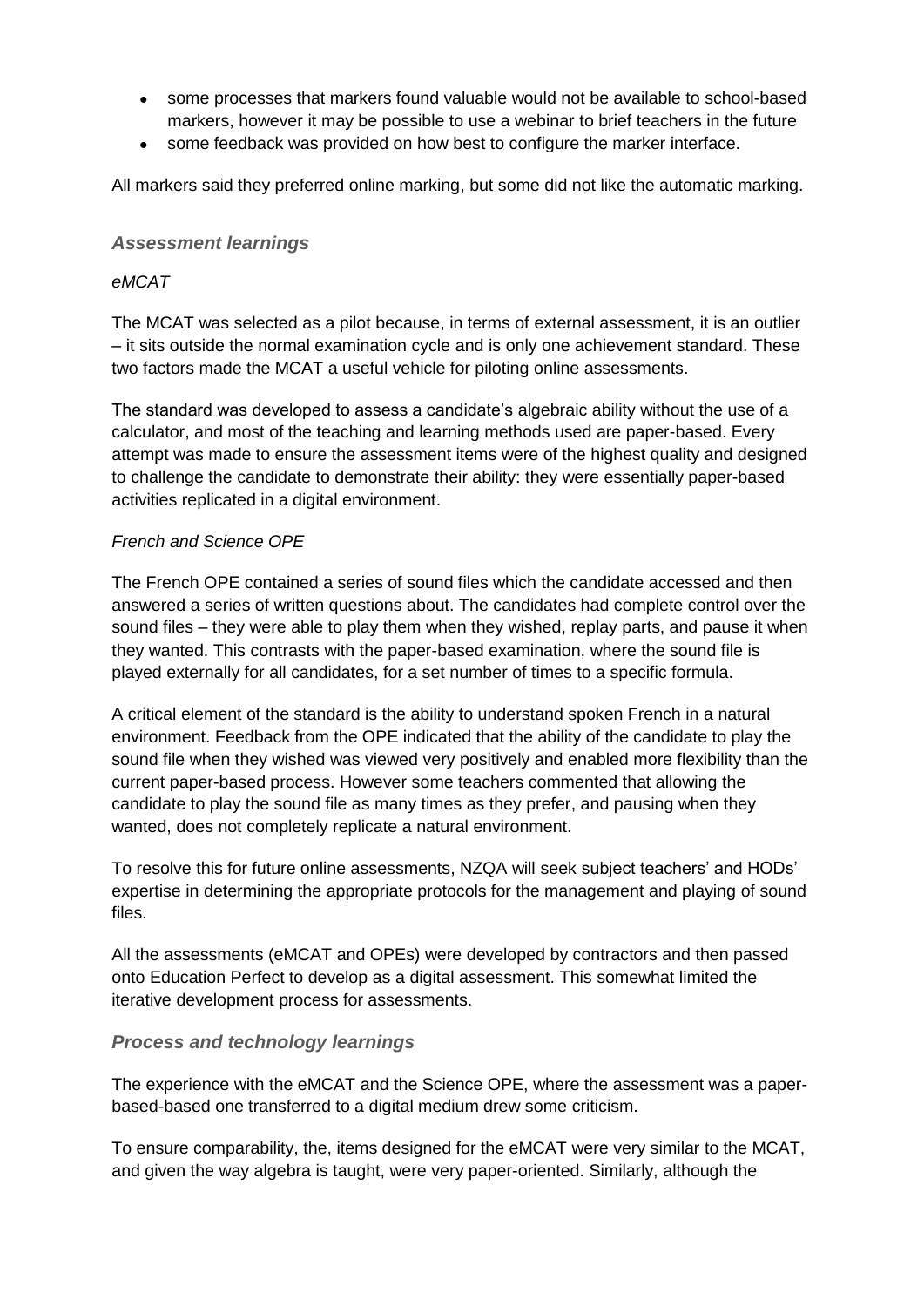- some processes that markers found valuable would not be available to school-based markers, however it may be possible to use a webinar to brief teachers in the future
- some feedback was provided on how best to configure the marker interface.

All markers said they preferred online marking, but some did not like the automatic marking.

### *Assessment learnings*

*eMCAT*

The MCAT was selected as a pilot because, in terms of external assessment, it is an outlier – it sits outside the normal examination cycle and is only one achievement standard. These two factors made the MCAT a useful vehicle for piloting online assessments.

The standard was developed to assess a candidate's algebraic ability without the use of a calculator, and most of the teaching and learning methods used are paper-based. Every attempt was made to ensure the assessment items were of the highest quality and designed to challenge the candidate to demonstrate their ability: they were essentially paper-based activities replicated in a digital environment.

*French and Science OPE*

The French OPE contained a series of sound files which the candidate accessed and then answered a series of written questions about. The candidates had complete control over the sound files – they were able to play them when they wished, replay parts, and pause it when they wanted. This contrasts with the paper-based examination, where the sound file is played externally for all candidates, for a set number of times to a specific formula.

A critical element of the standard is the ability to understand spoken French in a natural environment. Feedback from the OPE indicated that the ability of the candidate to play the sound file when they wished was viewed very positively and enabled more flexibility than the current paper-based process. However some teachers commented that allowing the candidate to play the sound file as many times as they prefer, and pausing when they wanted, does not completely replicate a natural environment.

To resolve this for future online assessments, NZQA will seek subject teachers' and HODs' expertise in determining the appropriate protocols for the management and playing of sound files.

All the assessments (eMCAT and OPEs) were developed by contractors and then passed onto Education Perfect to develop as a digital assessment. This somewhat limited the iterative development process for assessments.

### *Process and technology learnings*

The experience with the eMCAT and the Science OPE, where the assessment was a paper-based-based one transferred to a digital medium drew some criticism.

To ensure comparability, the, items designed for the eMCAT were very similar to the MCAT, and given the way algebra is taught, were very paper-oriented. Similarly, although the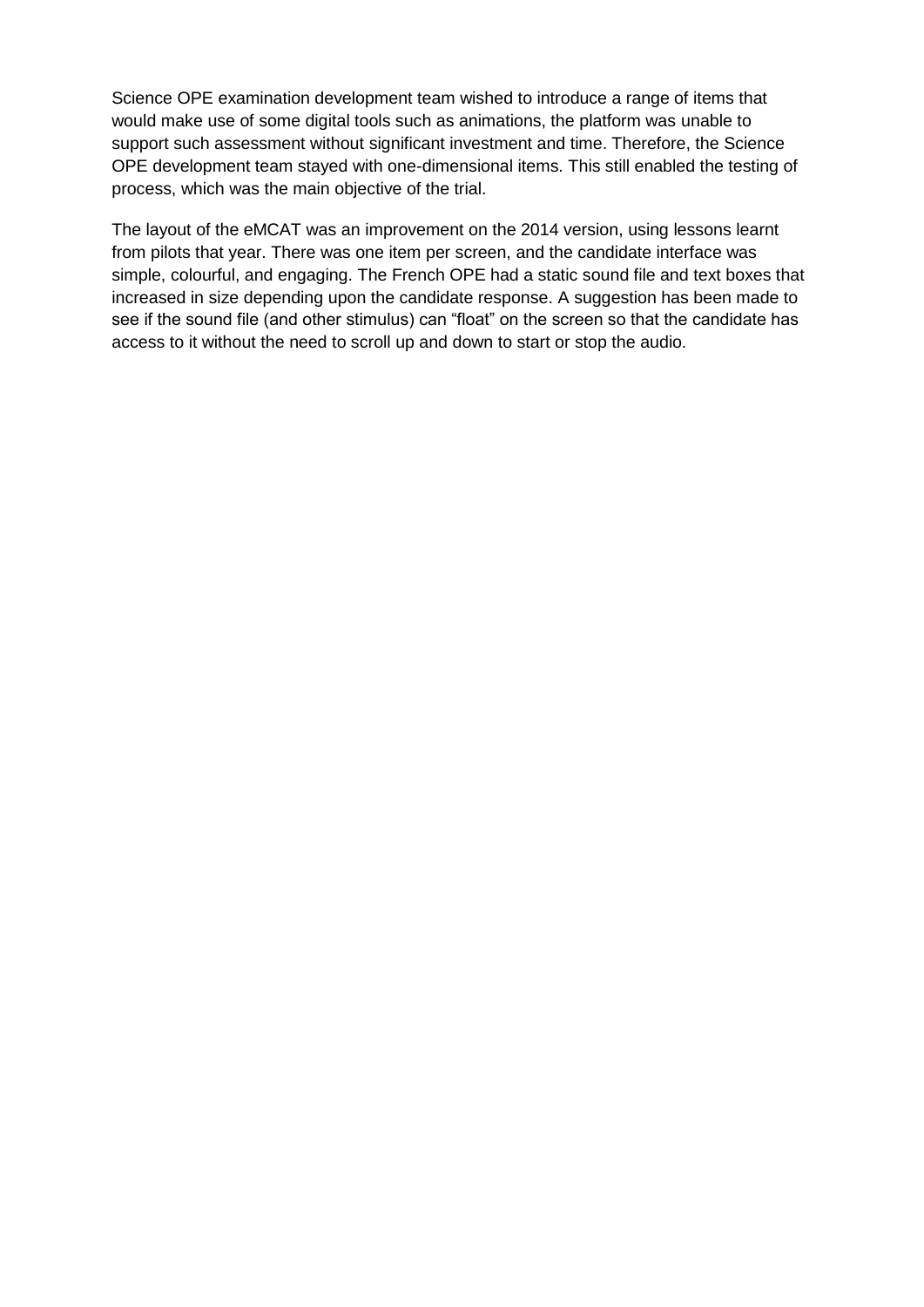Science OPE examination development team wished to introduce a range of items that would make use of some digital tools such as animations, the platform was unable to support such assessment without significant investment and time. Therefore, the Science OPE development team stayed with one-dimensional items. This still enabled the testing of process, which was the main objective of the trial.

The layout of the eMCAT was an improvement on the 2014 version, using lessons learnt from pilots that year. There was one item per screen, and the candidate interface was simple, colourful, and engaging. The French OPE had a static sound file and text boxes that increased in size depending upon the candidate response. A suggestion has been made to see if the sound file (and other stimulus) can "float" on the screen so that the candidate has access to it without the need to scroll up and down to start or stop the audio.